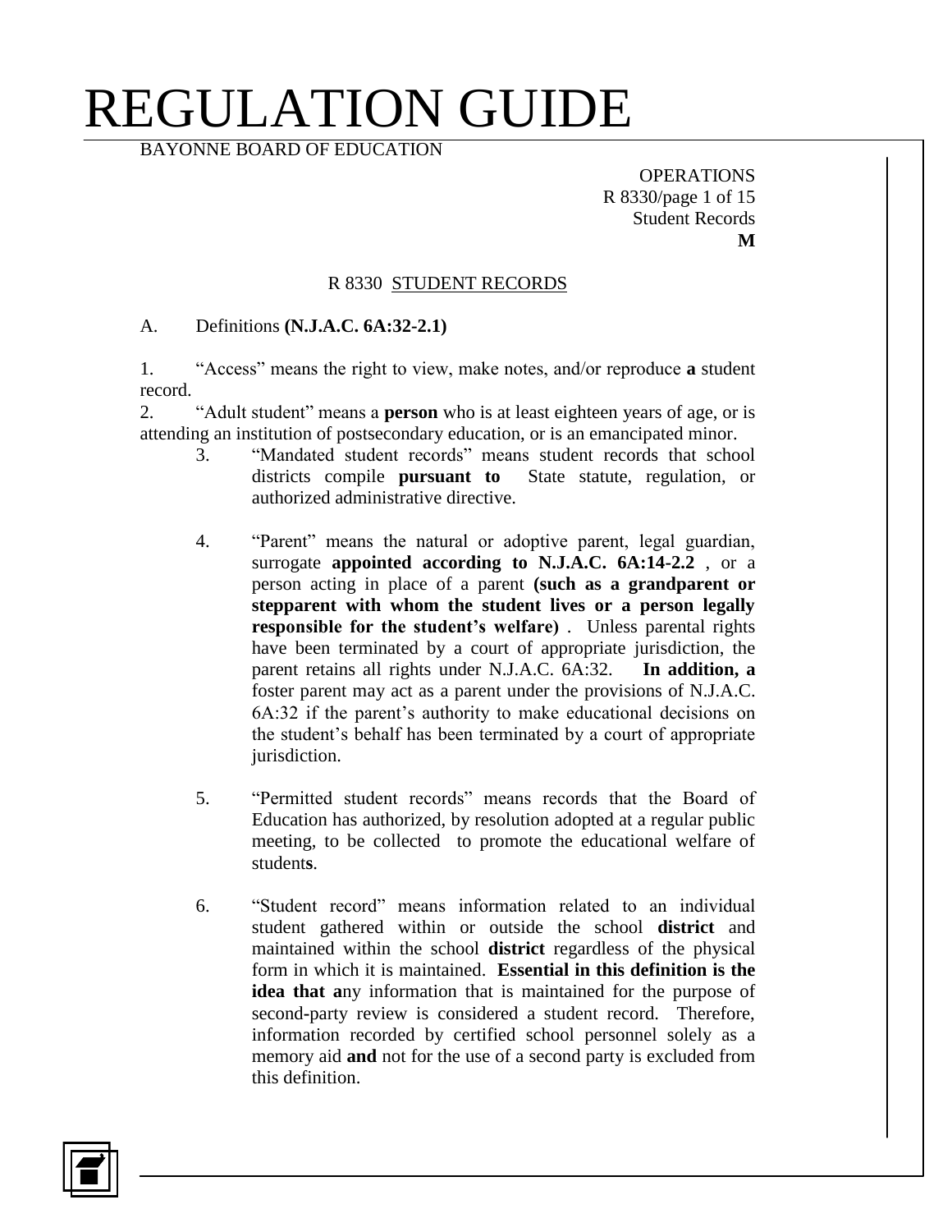# REGULATION GUIDE

BAYONNE BOARD OF EDUCATION

OPERATIONS
R 8330/page 1 of 15
Student Records
**M**

## R 8330 STUDENT RECORDS

A. Definitions **(N.J.A.C. 6A:32-2.1)**

1. "Access" means the right to view, make notes, and/or reproduce **a** student record.

2. "Adult student" means a **person** who is at least eighteen years of age, or is attending an institution of postsecondary education, or is an emancipated minor.

3. "Mandated student records" means student records that school districts compile **pursuant to** State statute, regulation, or authorized administrative directive.

4. "Parent" means the natural or adoptive parent, legal guardian, surrogate **appointed according to N.J.A.C. 6A:14-2.2** , or a person acting in place of a parent **(such as a grandparent or stepparent with whom the student lives or a person legally responsible for the student's welfare)** . Unless parental rights have been terminated by a court of appropriate jurisdiction, the parent retains all rights under N.J.A.C. 6A:32. **In addition, a** foster parent may act as a parent under the provisions of N.J.A.C. 6A:32 if the parent's authority to make educational decisions on the student's behalf has been terminated by a court of appropriate jurisdiction.

5. "Permitted student records" means records that the Board of Education has authorized, by resolution adopted at a regular public meeting, to be collected to promote the educational welfare of student**s**.

6. "Student record" means information related to an individual student gathered within or outside the school **district** and maintained within the school **district** regardless of the physical form in which it is maintained. **Essential in this definition is the idea that a**ny information that is maintained for the purpose of second-party review is considered a student record. Therefore, information recorded by certified school personnel solely as a memory aid **and** not for the use of a second party is excluded from this definition.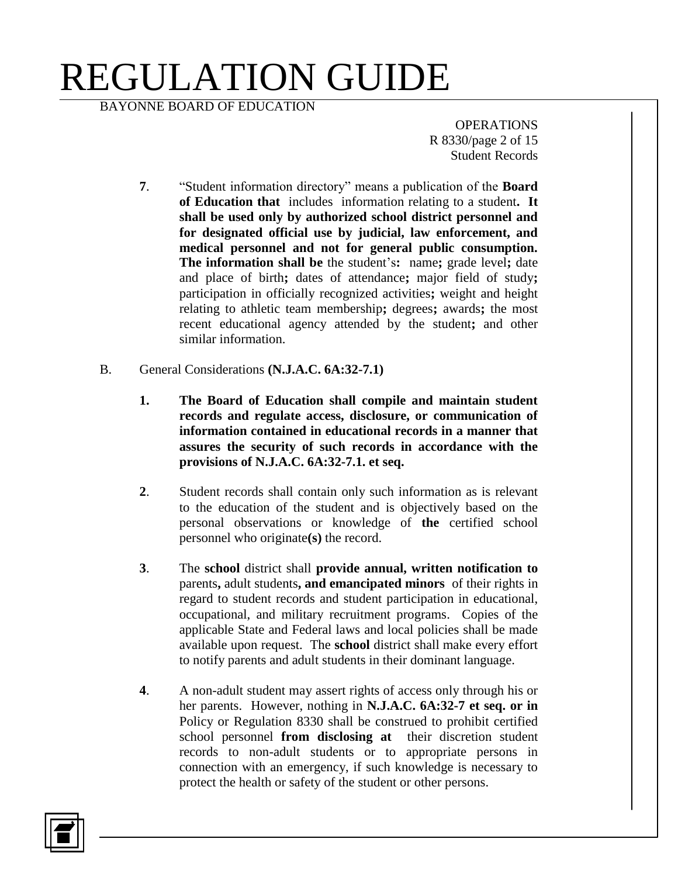7. "Student information directory" means a publication of the **Board of Education that** includes information relating to a student**. It shall be used only by authorized school district personnel and for designated official use by judicial, law enforcement, and medical personnel and not for general public consumption. The information shall be** the student's**:** name**;** grade level**;** date and place of birth**;** dates of attendance**;** major field of study**;** participation in officially recognized activities**;** weight and height relating to athletic team membership**;** degrees**;** awards**;** the most recent educational agency attended by the student**;** and other similar information.

B. General Considerations **(N.J.A.C. 6A:32-7.1)**

1. **The Board of Education shall compile and maintain student records and regulate access, disclosure, or communication of information contained in educational records in a manner that assures the security of such records in accordance with the provisions of N.J.A.C. 6A:32-7.1. et seq.**

2. Student records shall contain only such information as is relevant to the education of the student and is objectively based on the personal observations or knowledge of **the** certified school personnel who originate**(s)** the record.

3. The **school** district shall **provide annual, written notification to** parents**,** adult students**, and emancipated minors** of their rights in regard to student records and student participation in educational, occupational, and military recruitment programs. Copies of the applicable State and Federal laws and local policies shall be made available upon request. The **school** district shall make every effort to notify parents and adult students in their dominant language.

4. A non-adult student may assert rights of access only through his or her parents. However, nothing in **N.J.A.C. 6A:32-7 et seq. or in** Policy or Regulation 8330 shall be construed to prohibit certified school personnel **from disclosing at** their discretion student records to non-adult students or to appropriate persons in connection with an emergency, if such knowledge is necessary to protect the health or safety of the student or other persons.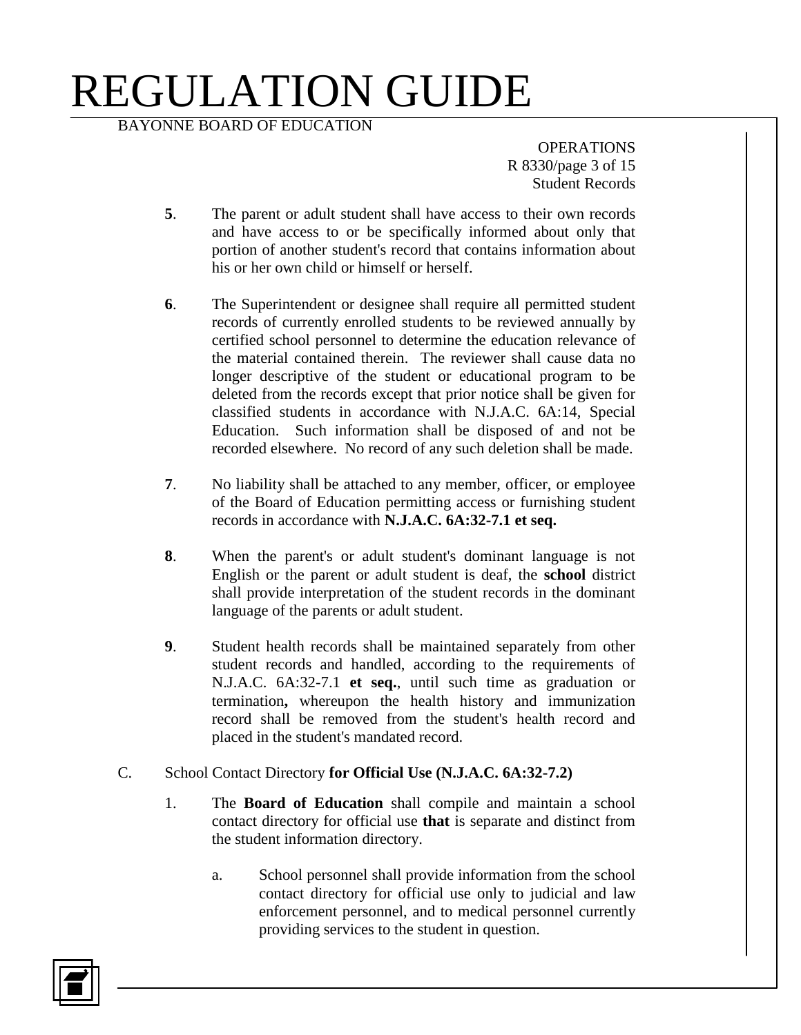**5**. The parent or adult student shall have access to their own records and have access to or be specifically informed about only that portion of another student's record that contains information about his or her own child or himself or herself.

**6**. The Superintendent or designee shall require all permitted student records of currently enrolled students to be reviewed annually by certified school personnel to determine the education relevance of the material contained therein. The reviewer shall cause data no longer descriptive of the student or educational program to be deleted from the records except that prior notice shall be given for classified students in accordance with N.J.A.C. 6A:14, Special Education. Such information shall be disposed of and not be recorded elsewhere. No record of any such deletion shall be made.

**7**. No liability shall be attached to any member, officer, or employee of the Board of Education permitting access or furnishing student records in accordance with **N.J.A.C. 6A:32-7.1 et seq.**

**8**. When the parent's or adult student's dominant language is not English or the parent or adult student is deaf, the **school** district shall provide interpretation of the student records in the dominant language of the parents or adult student.

**9**. Student health records shall be maintained separately from other student records and handled, according to the requirements of N.J.A.C. 6A:32-7.1 **et seq.**, until such time as graduation or termination**,** whereupon the health history and immunization record shall be removed from the student's health record and placed in the student's mandated record.

C. School Contact Directory **for Official Use (N.J.A.C. 6A:32-7.2)**

1. The **Board of Education** shall compile and maintain a school contact directory for official use **that** is separate and distinct from the student information directory.

   a. School personnel shall provide information from the school contact directory for official use only to judicial and law enforcement personnel, and to medical personnel currently providing services to the student in question.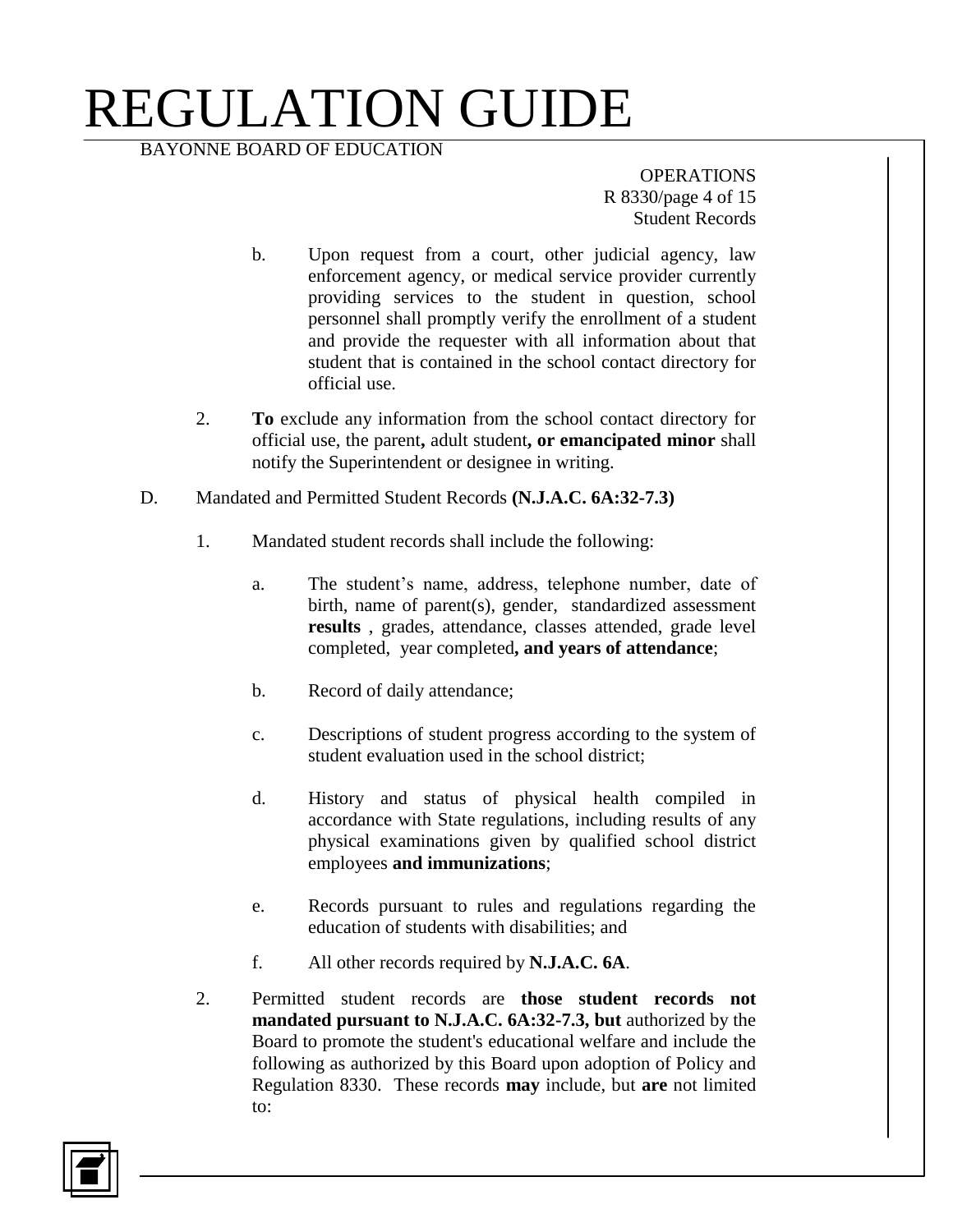b. Upon request from a court, other judicial agency, law enforcement agency, or medical service provider currently providing services to the student in question, school personnel shall promptly verify the enrollment of a student and provide the requester with all information about that student that is contained in the school contact directory for official use.

2. **To** exclude any information from the school contact directory for official use, the parent**,** adult student**, or emancipated minor** shall notify the Superintendent or designee in writing.

D. Mandated and Permitted Student Records **(N.J.A.C. 6A:32-7.3)**

1. Mandated student records shall include the following:

   a. The student's name, address, telephone number, date of birth, name of parent(s), gender, standardized assessment **results** , grades, attendance, classes attended, grade level completed, year completed**, and years of attendance**;

   b. Record of daily attendance;

   c. Descriptions of student progress according to the system of student evaluation used in the school district;

   d. History and status of physical health compiled in accordance with State regulations, including results of any physical examinations given by qualified school district employees **and immunizations**;

   e. Records pursuant to rules and regulations regarding the education of students with disabilities; and

   f. All other records required by **N.J.A.C. 6A**.

2. Permitted student records are **those student records not mandated pursuant to N.J.A.C. 6A:32-7.3, but** authorized by the Board to promote the student's educational welfare and include the following as authorized by this Board upon adoption of Policy and Regulation 8330. These records **may** include, but **are** not limited to: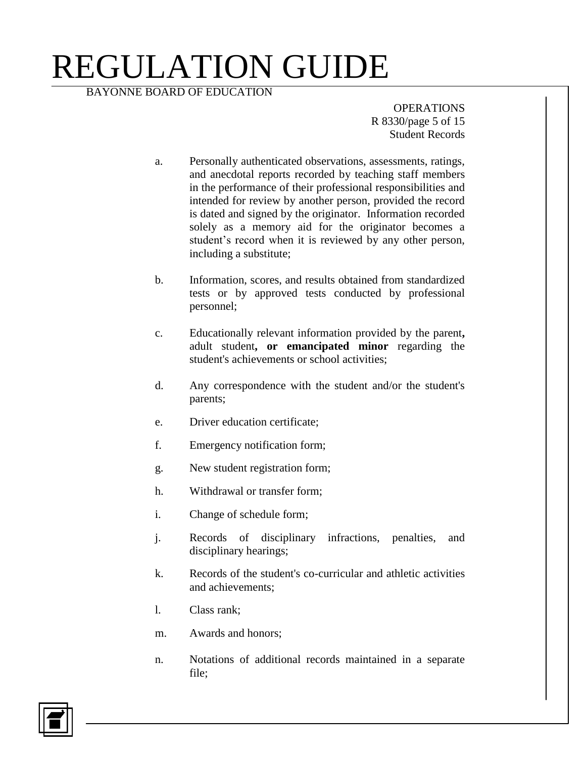a. Personally authenticated observations, assessments, ratings, and anecdotal reports recorded by teaching staff members in the performance of their professional responsibilities and intended for review by another person, provided the record is dated and signed by the originator. Information recorded solely as a memory aid for the originator becomes a student's record when it is reviewed by any other person, including a substitute;

b. Information, scores, and results obtained from standardized tests or by approved tests conducted by professional personnel;

c. Educationally relevant information provided by the parent**,** adult student**, or emancipated minor** regarding the student's achievements or school activities;

d. Any correspondence with the student and/or the student's parents;

e. Driver education certificate;

f. Emergency notification form;

g. New student registration form;

h. Withdrawal or transfer form;

i. Change of schedule form;

j. Records of disciplinary infractions, penalties, and disciplinary hearings;

k. Records of the student's co-curricular and athletic activities and achievements;

l. Class rank;

m. Awards and honors;

n. Notations of additional records maintained in a separate file;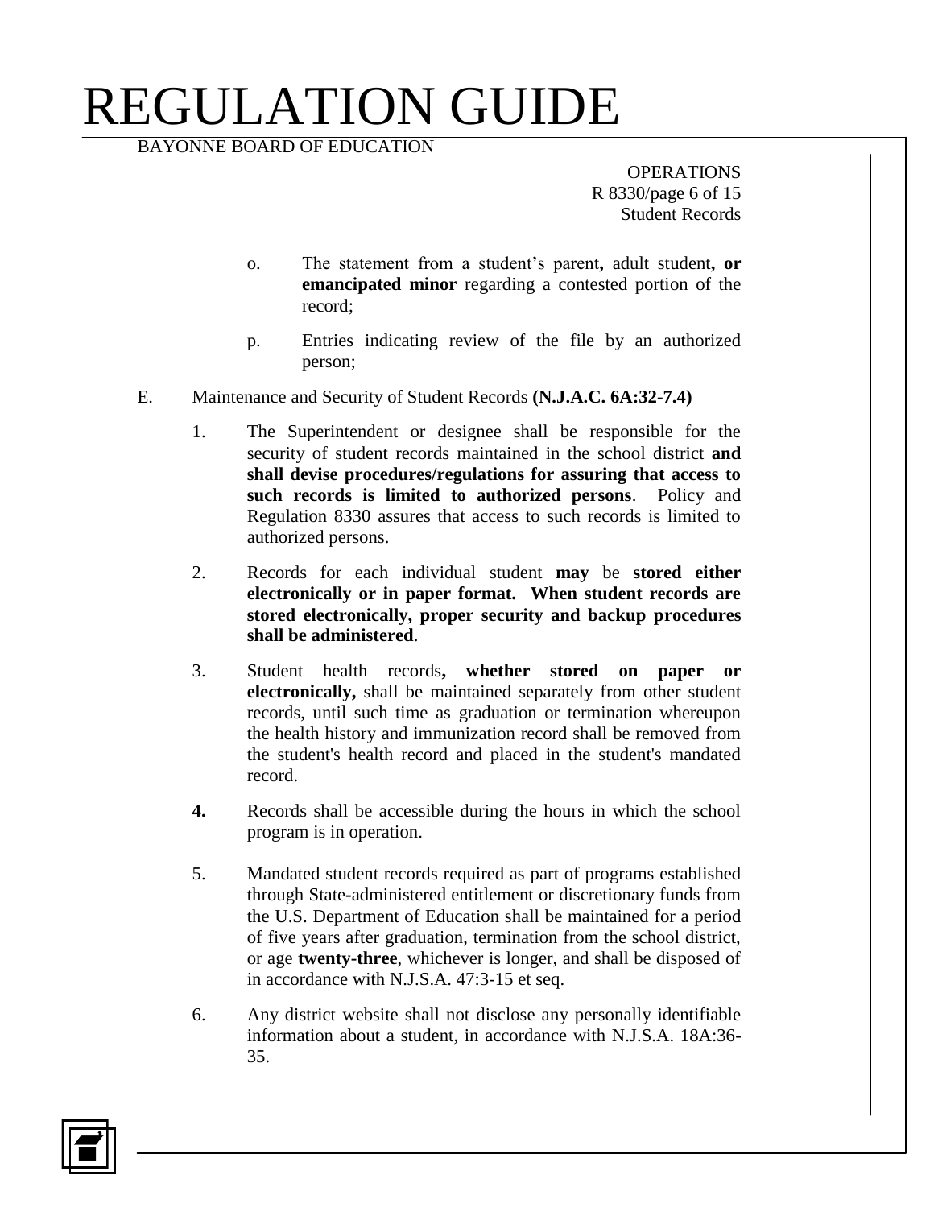o. The statement from a student's parent**,** adult student**, or emancipated minor** regarding a contested portion of the record;

p. Entries indicating review of the file by an authorized person;

E. Maintenance and Security of Student Records **(N.J.A.C. 6A:32-7.4)**

1. The Superintendent or designee shall be responsible for the security of student records maintained in the school district **and shall devise procedures/regulations for assuring that access to such records is limited to authorized persons**. Policy and Regulation 8330 assures that access to such records is limited to authorized persons.

2. Records for each individual student **may** be **stored either electronically or in paper format. When student records are stored electronically, proper security and backup procedures shall be administered**.

3. Student health records**, whether stored on paper or electronically,** shall be maintained separately from other student records, until such time as graduation or termination whereupon the health history and immunization record shall be removed from the student's health record and placed in the student's mandated record.

**4.** Records shall be accessible during the hours in which the school program is in operation.

5. Mandated student records required as part of programs established through State-administered entitlement or discretionary funds from the U.S. Department of Education shall be maintained for a period of five years after graduation, termination from the school district, or age **twenty-three**, whichever is longer, and shall be disposed of in accordance with N.J.S.A. 47:3-15 et seq.

6. Any district website shall not disclose any personally identifiable information about a student, in accordance with N.J.S.A. 18A:36-35.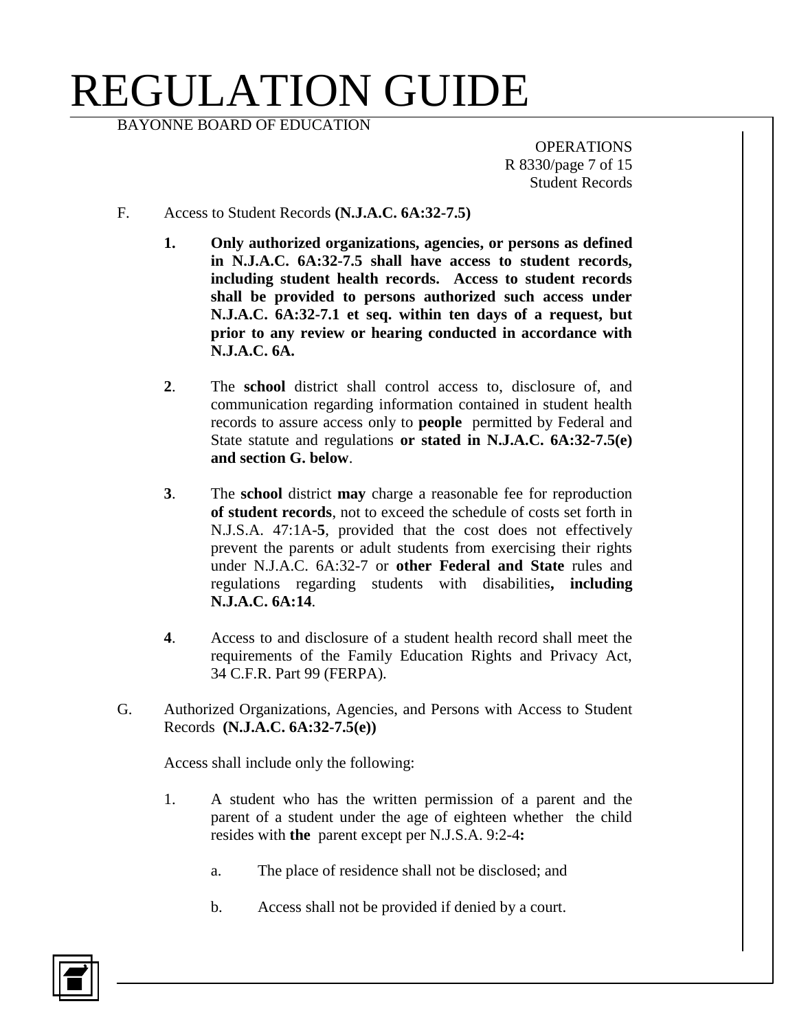F. Access to Student Records **(N.J.A.C. 6A:32-7.5)**

1. **Only authorized organizations, agencies, or persons as defined in N.J.A.C. 6A:32-7.5 shall have access to student records, including student health records. Access to student records shall be provided to persons authorized such access under N.J.A.C. 6A:32-7.1 et seq. within ten days of a request, but prior to any review or hearing conducted in accordance with N.J.A.C. 6A.**

2. The **school** district shall control access to, disclosure of, and communication regarding information contained in student health records to assure access only to **people** permitted by Federal and State statute and regulations **or stated in N.J.A.C. 6A:32-7.5(e) and section G. below**.

3. The **school** district **may** charge a reasonable fee for reproduction **of student records**, not to exceed the schedule of costs set forth in N.J.S.A. 47:1A-**5**, provided that the cost does not effectively prevent the parents or adult students from exercising their rights under N.J.A.C. 6A:32-7 or **other Federal and State** rules and regulations regarding students with disabilities**, including N.J.A.C. 6A:14**.

4. Access to and disclosure of a student health record shall meet the requirements of the Family Education Rights and Privacy Act, 34 C.F.R. Part 99 (FERPA).

G. Authorized Organizations, Agencies, and Persons with Access to Student Records **(N.J.A.C. 6A:32-7.5(e))**

Access shall include only the following:

1. A student who has the written permission of a parent and the parent of a student under the age of eighteen whether the child resides with **the** parent except per N.J.S.A. 9:2-4**:**

   a. The place of residence shall not be disclosed; and

   b. Access shall not be provided if denied by a court.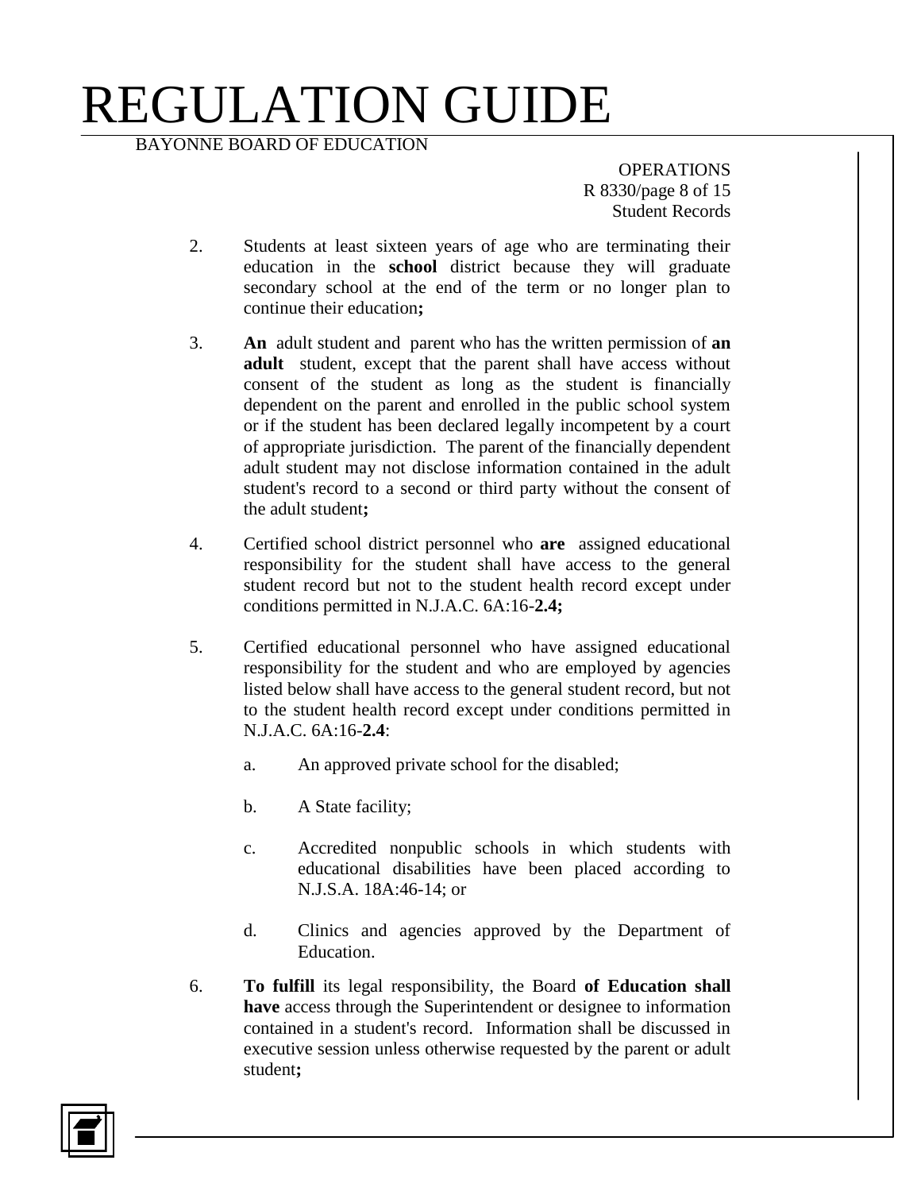2. Students at least sixteen years of age who are terminating their education in the **school** district because they will graduate secondary school at the end of the term or no longer plan to continue their education**;**

3. **An** adult student and parent who has the written permission of **an adult** student, except that the parent shall have access without consent of the student as long as the student is financially dependent on the parent and enrolled in the public school system or if the student has been declared legally incompetent by a court of appropriate jurisdiction. The parent of the financially dependent adult student may not disclose information contained in the adult student's record to a second or third party without the consent of the adult student**;**

4. Certified school district personnel who **are** assigned educational responsibility for the student shall have access to the general student record but not to the student health record except under conditions permitted in N.J.A.C. 6A:16-**2.4;**

5. Certified educational personnel who have assigned educational responsibility for the student and who are employed by agencies listed below shall have access to the general student record, but not to the student health record except under conditions permitted in N.J.A.C. 6A:16-**2.4**:

   a. An approved private school for the disabled;

   b. A State facility;

   c. Accredited nonpublic schools in which students with educational disabilities have been placed according to N.J.S.A. 18A:46-14; or

   d. Clinics and agencies approved by the Department of Education.

6. **To fulfill** its legal responsibility, the Board **of Education shall have** access through the Superintendent or designee to information contained in a student's record. Information shall be discussed in executive session unless otherwise requested by the parent or adult student**;**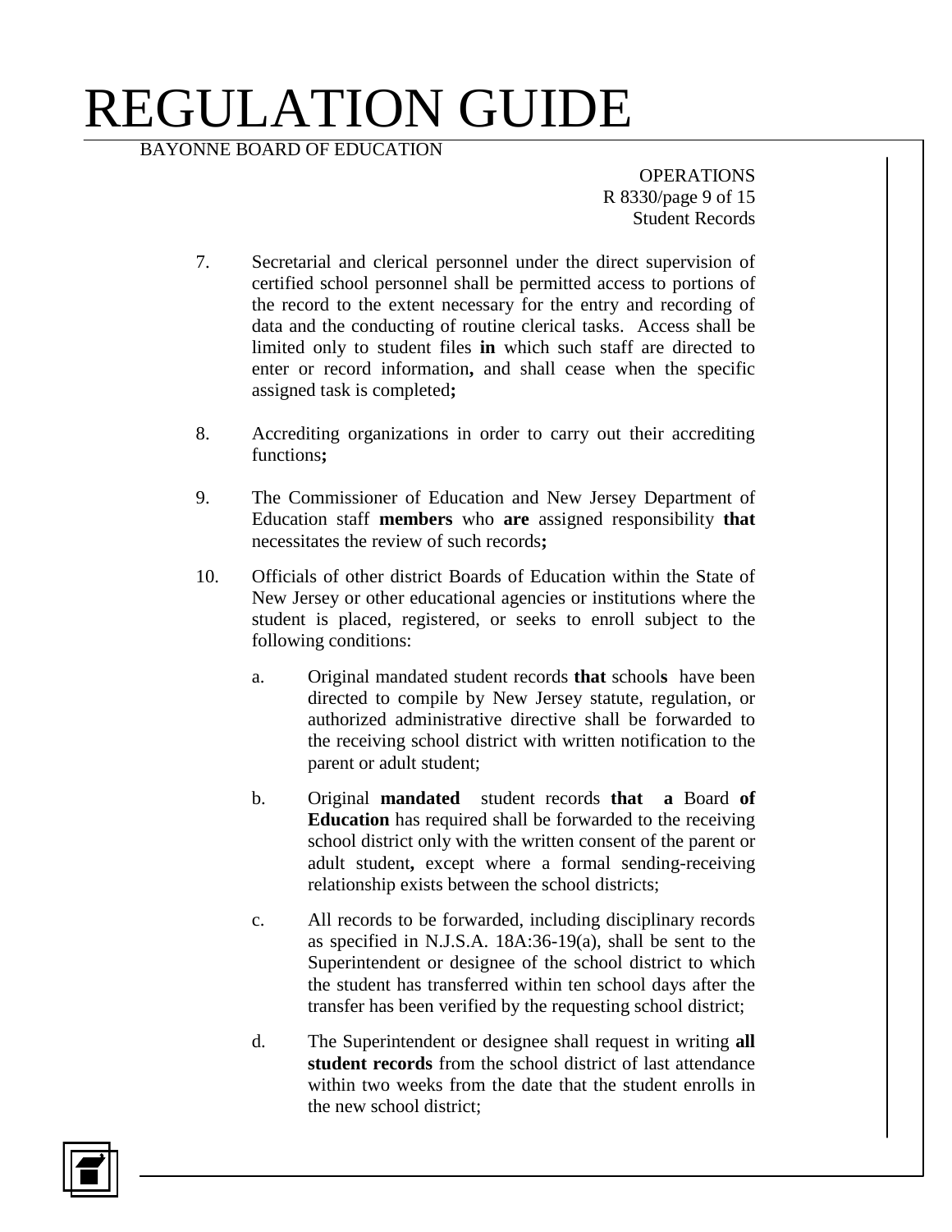7. Secretarial and clerical personnel under the direct supervision of certified school personnel shall be permitted access to portions of the record to the extent necessary for the entry and recording of data and the conducting of routine clerical tasks. Access shall be limited only to student files **in** which such staff are directed to enter or record information**,** and shall cease when the specific assigned task is completed**;**

8. Accrediting organizations in order to carry out their accrediting functions**;**

9. The Commissioner of Education and New Jersey Department of Education staff **members** who **are** assigned responsibility **that** necessitates the review of such records**;**

10. Officials of other district Boards of Education within the State of New Jersey or other educational agencies or institutions where the student is placed, registered, or seeks to enroll subject to the following conditions:

    a. Original mandated student records **that** school**s** have been directed to compile by New Jersey statute, regulation, or authorized administrative directive shall be forwarded to the receiving school district with written notification to the parent or adult student;

    b. Original **mandated** student records **that a** Board **of Education** has required shall be forwarded to the receiving school district only with the written consent of the parent or adult student**,** except where a formal sending-receiving relationship exists between the school districts;

    c. All records to be forwarded, including disciplinary records as specified in N.J.S.A. 18A:36-19(a), shall be sent to the Superintendent or designee of the school district to which the student has transferred within ten school days after the transfer has been verified by the requesting school district;

    d. The Superintendent or designee shall request in writing **all student records** from the school district of last attendance within two weeks from the date that the student enrolls in the new school district;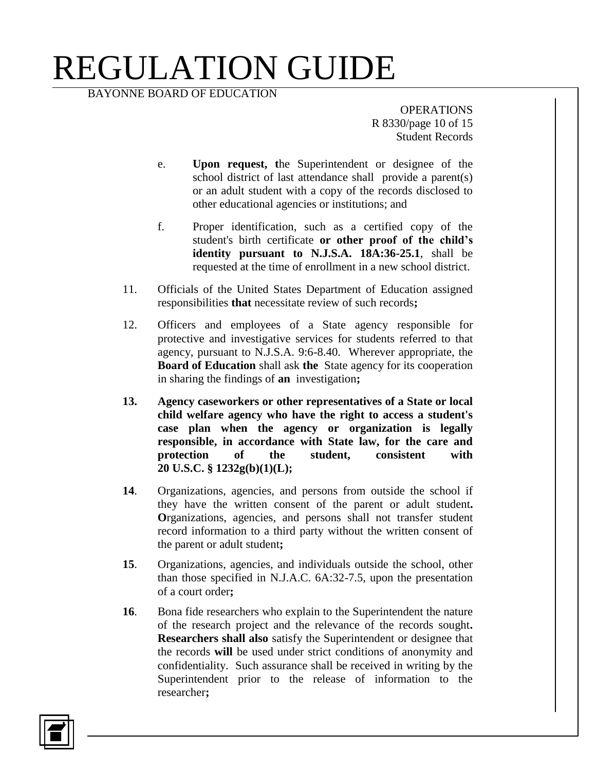e. **Upon request, t**he Superintendent or designee of the school district of last attendance shall provide a parent(s) or an adult student with a copy of the records disclosed to other educational agencies or institutions; and

f. Proper identification, such as a certified copy of the student's birth certificate **or other proof of the child's identity pursuant to N.J.S.A. 18A:36-25.1**, shall be requested at the time of enrollment in a new school district.

11. Officials of the United States Department of Education assigned responsibilities **that** necessitate review of such records**;**

12. Officers and employees of a State agency responsible for protective and investigative services for students referred to that agency, pursuant to N.J.S.A. 9:6-8.40. Wherever appropriate, the **Board of Education** shall ask **the** State agency for its cooperation in sharing the findings of **an** investigation**;**

**13. Agency caseworkers or other representatives of a State or local child welfare agency who have the right to access a student's case plan when the agency or organization is legally responsible, in accordance with State law, for the care and protection of the student, consistent with 20 U.S.C. § 1232g(b)(1)(L);**

**14**. Organizations, agencies, and persons from outside the school if they have the written consent of the parent or adult student**. O**rganizations, agencies, and persons shall not transfer student record information to a third party without the written consent of the parent or adult student**;**

**15**. Organizations, agencies, and individuals outside the school, other than those specified in N.J.A.C. 6A:32-7.5, upon the presentation of a court order**;**

**16**. Bona fide researchers who explain to the Superintendent the nature of the research project and the relevance of the records sought**. Researchers shall also** satisfy the Superintendent or designee that the records **will** be used under strict conditions of anonymity and confidentiality. Such assurance shall be received in writing by the Superintendent prior to the release of information to the researcher**;**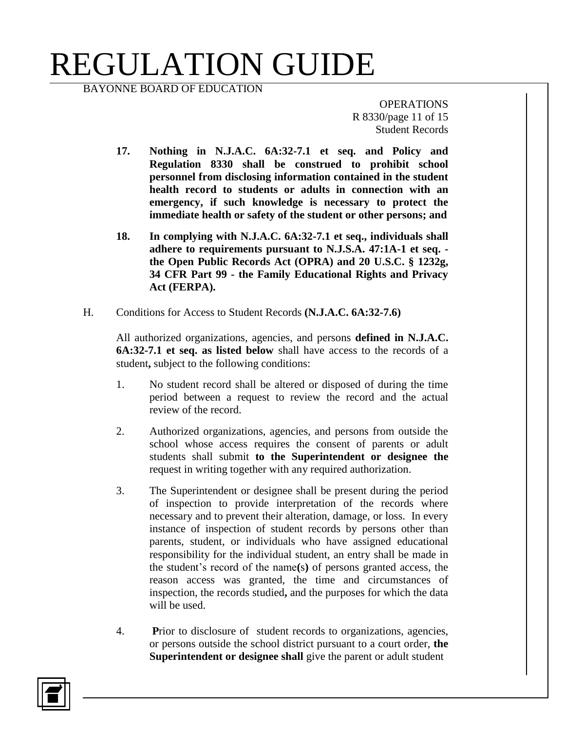17. **Nothing in N.J.A.C. 6A:32-7.1 et seq. and Policy and Regulation 8330 shall be construed to prohibit school personnel from disclosing information contained in the student health record to students or adults in connection with an emergency, if such knowledge is necessary to protect the immediate health or safety of the student or other persons; and**

18. **In complying with N.J.A.C. 6A:32-7.1 et seq., individuals shall adhere to requirements pursuant to N.J.S.A. 47:1A-1 et seq. - the Open Public Records Act (OPRA) and 20 U.S.C. § 1232g, 34 CFR Part 99 - the Family Educational Rights and Privacy Act (FERPA).**

H. Conditions for Access to Student Records **(N.J.A.C. 6A:32-7.6)**

All authorized organizations, agencies, and persons **defined in N.J.A.C. 6A:32-7.1 et seq. as listed below** shall have access to the records of a student**,** subject to the following conditions:

1. No student record shall be altered or disposed of during the time period between a request to review the record and the actual review of the record.

2. Authorized organizations, agencies, and persons from outside the school whose access requires the consent of parents or adult students shall submit **to the Superintendent or designee the** request in writing together with any required authorization.

3. The Superintendent or designee shall be present during the period of inspection to provide interpretation of the records where necessary and to prevent their alteration, damage, or loss. In every instance of inspection of student records by persons other than parents, student, or individuals who have assigned educational responsibility for the individual student, an entry shall be made in the student's record of the name**(**s**)** of persons granted access, the reason access was granted, the time and circumstances of inspection, the records studied**,** and the purposes for which the data will be used.

4. **P**rior to disclosure of student records to organizations, agencies, or persons outside the school district pursuant to a court order, **the Superintendent or designee shall** give the parent or adult student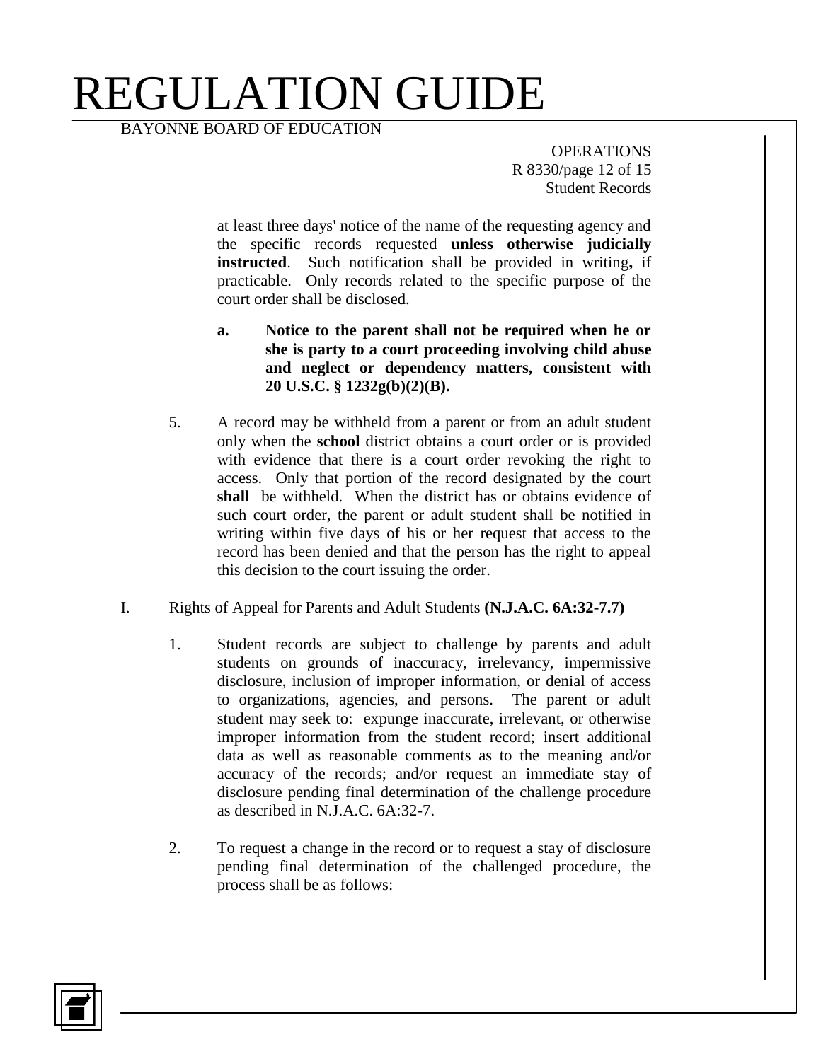at least three days' notice of the name of the requesting agency and the specific records requested **unless otherwise judicially instructed**. Such notification shall be provided in writing**,** if practicable. Only records related to the specific purpose of the court order shall be disclosed.

**a. Notice to the parent shall not be required when he or she is party to a court proceeding involving child abuse and neglect or dependency matters, consistent with 20 U.S.C. § 1232g(b)(2)(B).**

5. A record may be withheld from a parent or from an adult student only when the **school** district obtains a court order or is provided with evidence that there is a court order revoking the right to access. Only that portion of the record designated by the court **shall** be withheld. When the district has or obtains evidence of such court order, the parent or adult student shall be notified in writing within five days of his or her request that access to the record has been denied and that the person has the right to appeal this decision to the court issuing the order.

I. Rights of Appeal for Parents and Adult Students **(N.J.A.C. 6A:32-7.7)**

1. Student records are subject to challenge by parents and adult students on grounds of inaccuracy, irrelevancy, impermissive disclosure, inclusion of improper information, or denial of access to organizations, agencies, and persons. The parent or adult student may seek to: expunge inaccurate, irrelevant, or otherwise improper information from the student record; insert additional data as well as reasonable comments as to the meaning and/or accuracy of the records; and/or request an immediate stay of disclosure pending final determination of the challenge procedure as described in N.J.A.C. 6A:32-7.

2. To request a change in the record or to request a stay of disclosure pending final determination of the challenged procedure, the process shall be as follows: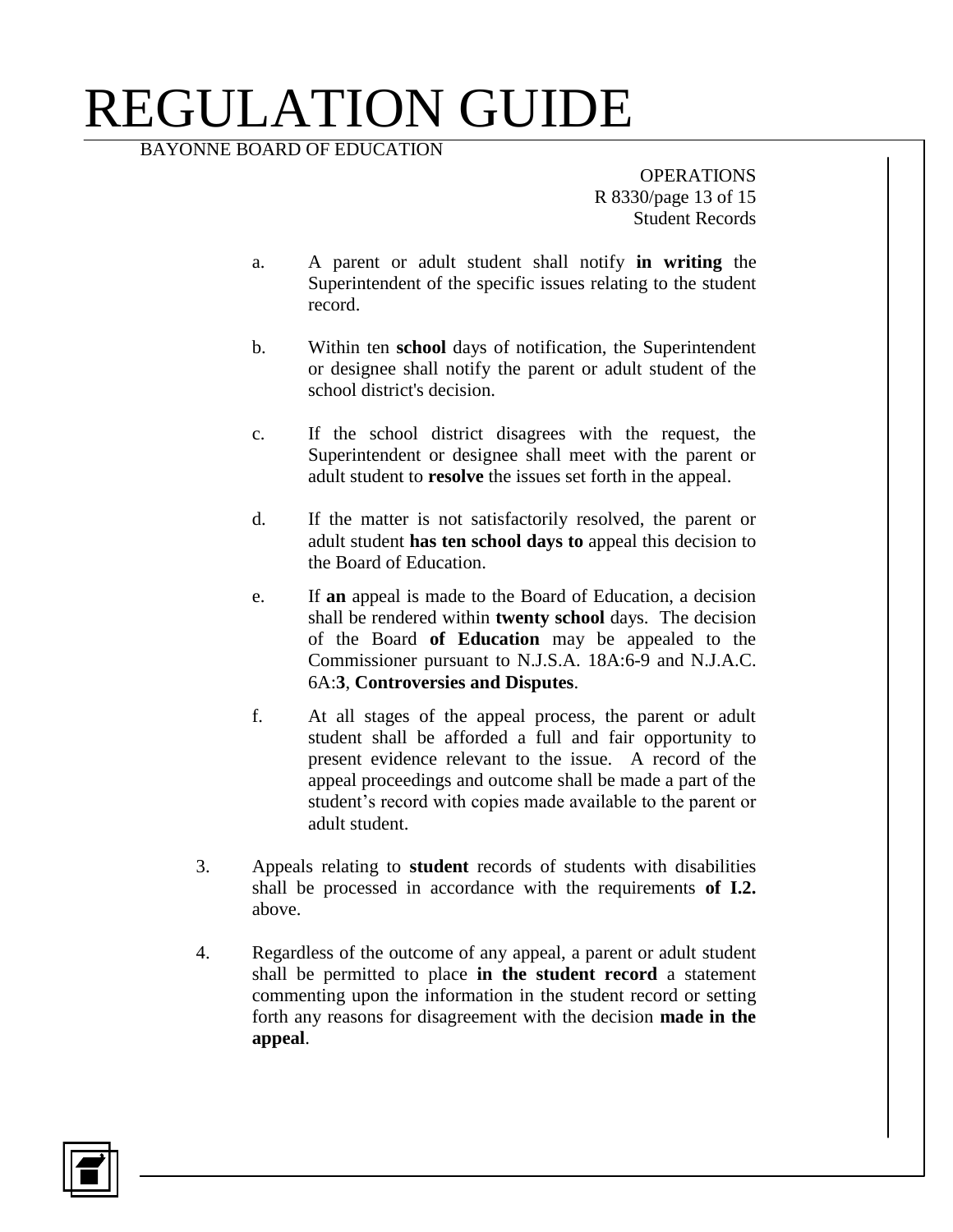a. A parent or adult student shall notify **in writing** the Superintendent of the specific issues relating to the student record.

b. Within ten **school** days of notification, the Superintendent or designee shall notify the parent or adult student of the school district's decision.

c. If the school district disagrees with the request, the Superintendent or designee shall meet with the parent or adult student to **resolve** the issues set forth in the appeal.

d. If the matter is not satisfactorily resolved, the parent or adult student **has ten school days to** appeal this decision to the Board of Education.

e. If **an** appeal is made to the Board of Education, a decision shall be rendered within **twenty school** days. The decision of the Board **of Education** may be appealed to the Commissioner pursuant to N.J.S.A. 18A:6-9 and N.J.A.C. 6A:**3**, **Controversies and Disputes**.

f. At all stages of the appeal process, the parent or adult student shall be afforded a full and fair opportunity to present evidence relevant to the issue. A record of the appeal proceedings and outcome shall be made a part of the student's record with copies made available to the parent or adult student.

3. Appeals relating to **student** records of students with disabilities shall be processed in accordance with the requirements **of I.2.** above.

4. Regardless of the outcome of any appeal, a parent or adult student shall be permitted to place **in the student record** a statement commenting upon the information in the student record or setting forth any reasons for disagreement with the decision **made in the appeal**.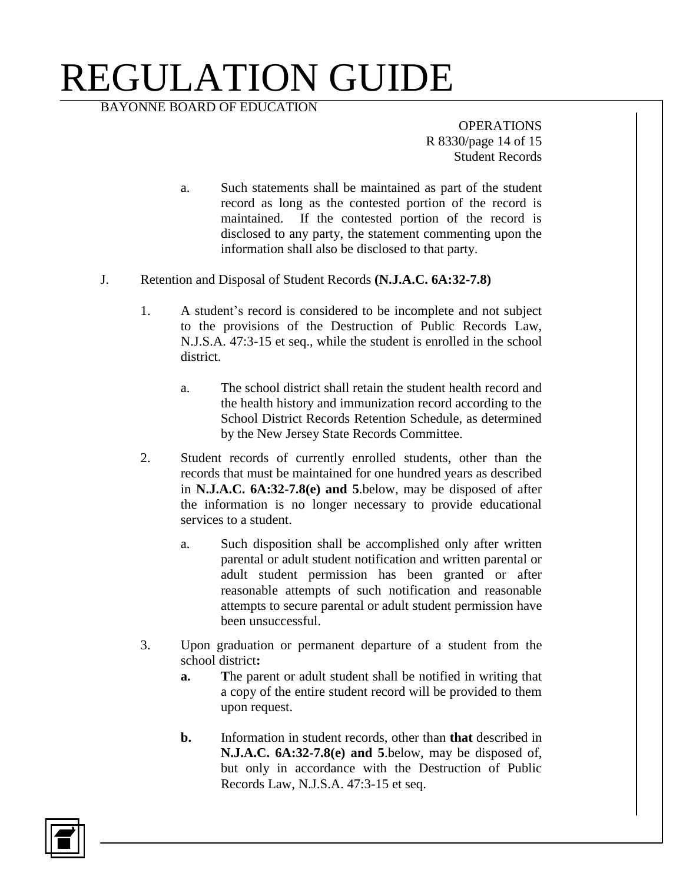a. Such statements shall be maintained as part of the student record as long as the contested portion of the record is maintained. If the contested portion of the record is disclosed to any party, the statement commenting upon the information shall also be disclosed to that party.

J. Retention and Disposal of Student Records **(N.J.A.C. 6A:32-7.8)**

1. A student's record is considered to be incomplete and not subject to the provisions of the Destruction of Public Records Law, N.J.S.A. 47:3-15 et seq., while the student is enrolled in the school district.

   a. The school district shall retain the student health record and the health history and immunization record according to the School District Records Retention Schedule, as determined by the New Jersey State Records Committee.

2. Student records of currently enrolled students, other than the records that must be maintained for one hundred years as described in **N.J.A.C. 6A:32-7.8(e) and 5**.below, may be disposed of after the information is no longer necessary to provide educational services to a student.

   a. Such disposition shall be accomplished only after written parental or adult student notification and written parental or adult student permission has been granted or after reasonable attempts of such notification and reasonable attempts to secure parental or adult student permission have been unsuccessful.

3. Upon graduation or permanent departure of a student from the school district**:**

   **a.** **T**he parent or adult student shall be notified in writing that a copy of the entire student record will be provided to them upon request.

   **b.** Information in student records, other than **that** described in **N.J.A.C. 6A:32-7.8(e) and 5**.below, may be disposed of, but only in accordance with the Destruction of Public Records Law, N.J.S.A. 47:3-15 et seq.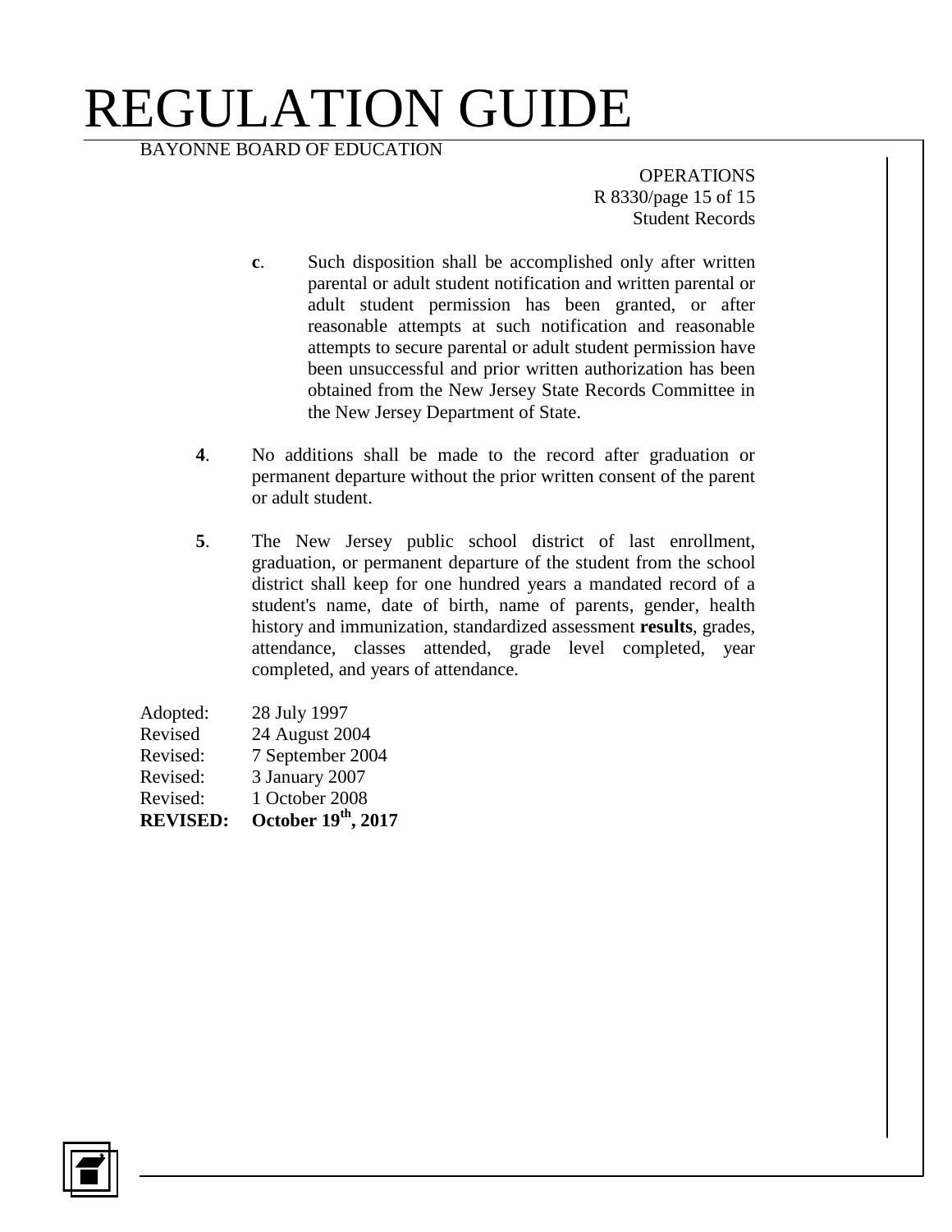**c**. Such disposition shall be accomplished only after written parental or adult student notification and written parental or adult student permission has been granted, or after reasonable attempts at such notification and reasonable attempts to secure parental or adult student permission have been unsuccessful and prior written authorization has been obtained from the New Jersey State Records Committee in the New Jersey Department of State.

**4**. No additions shall be made to the record after graduation or permanent departure without the prior written consent of the parent or adult student.

**5**. The New Jersey public school district of last enrollment, graduation, or permanent departure of the student from the school district shall keep for one hundred years a mandated record of a student's name, date of birth, name of parents, gender, health history and immunization, standardized assessment **results**, grades, attendance, classes attended, grade level completed, year completed, and years of attendance.

Adopted: 28 July 1997
Revised 24 August 2004
Revised: 7 September 2004
Revised: 3 January 2007
Revised: 1 October 2008
**REVISED: October 19th, 2017**